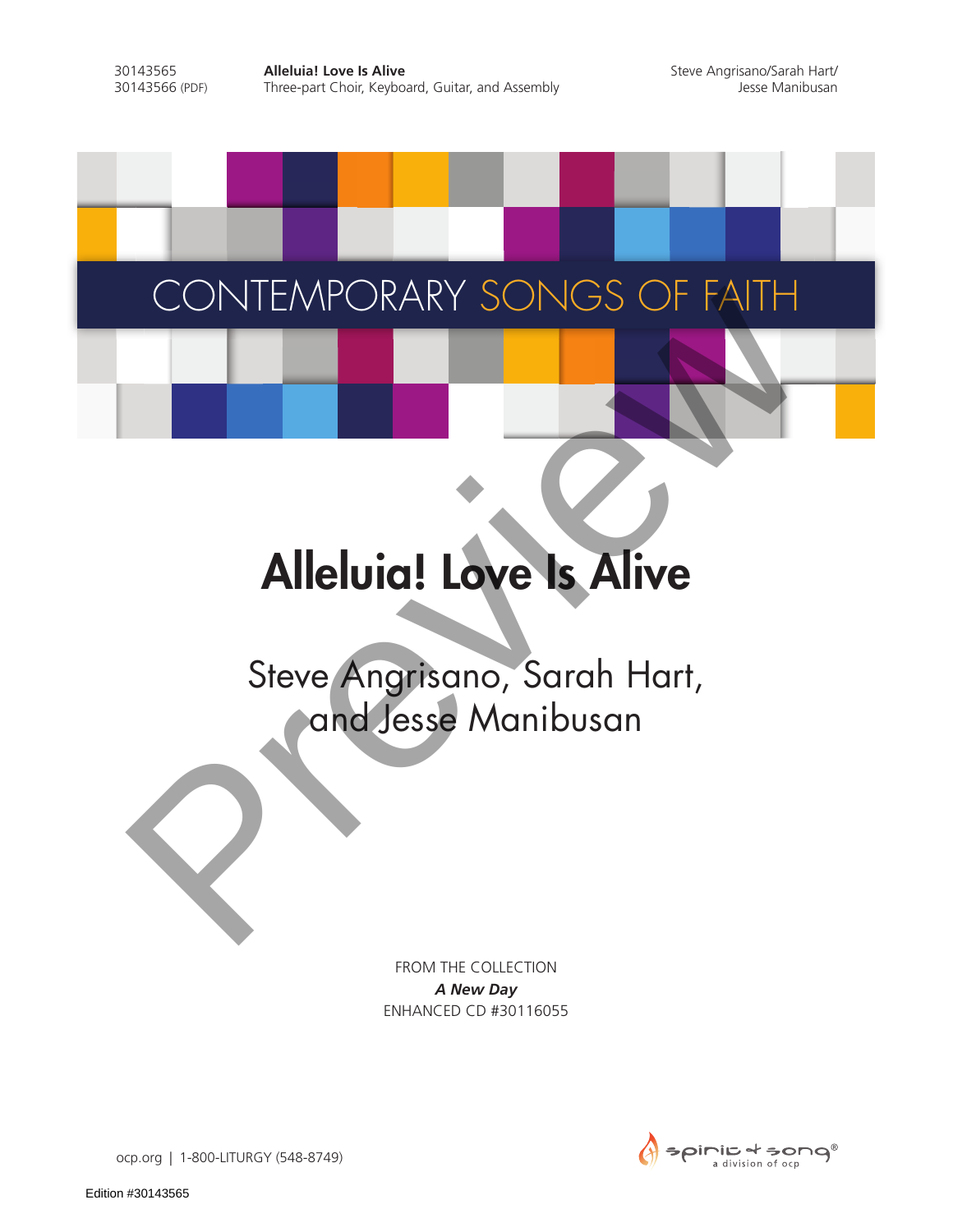30143565
30143566 (PDF)

**Alleluia! Love Is Alive**
Three-part Choir, Keyboard, Guitar, and Assembly

Steve Angrisano/Sarah Hart/
Jesse Manibusan

CONTEMPORARY SONGS OF FAITH

# Alleluia! Love Is Alive

## Steve Angrisano, Sarah Hart, and Jesse Manibusan

FROM THE COLLECTION
***A New Day***
ENHANCED CD #30116055

ocp.org | 1-800-LITURGY (548-8749)

spirit & song® a division of ocp

Edition #30143565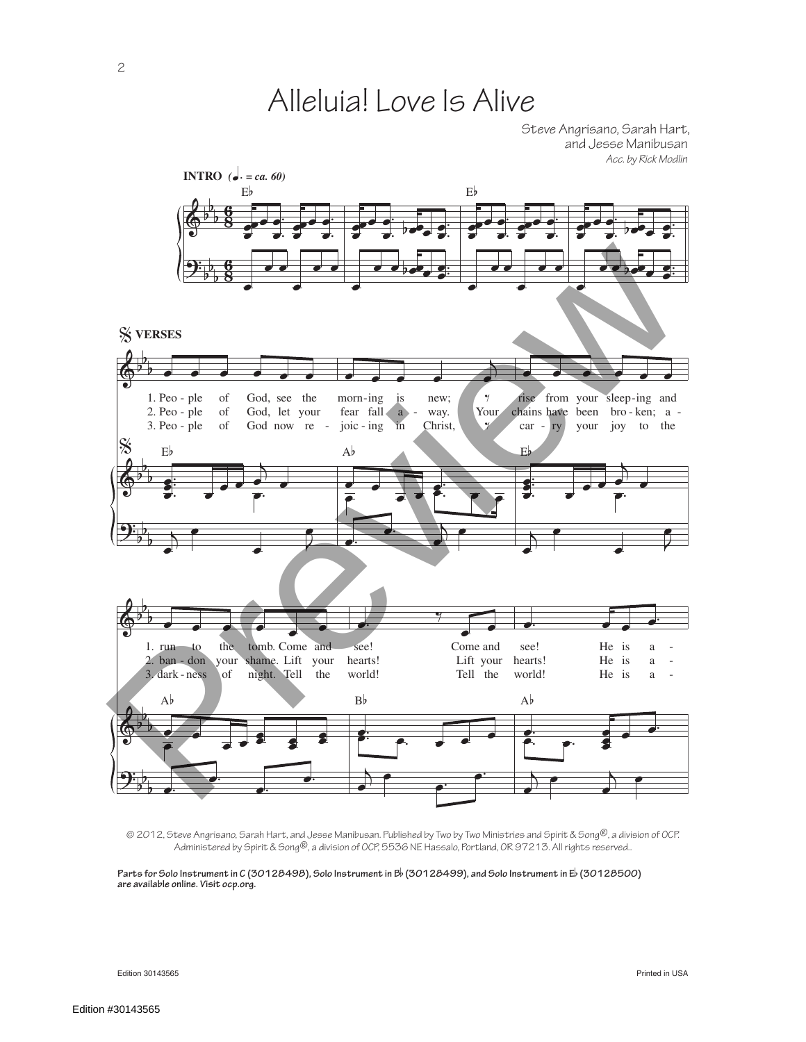# Alleluia! Love Is Alive

Steve Angrisano, Sarah Hart,
and Jesse Manibusan

*Acc. by Rick Modlin*

**INTRO** *(♩. = ca. 60)*

**VERSES**

1. People of God, see the morning is new; rise from your sleeping and run to the tomb. Come and see! Come and see! He is a -
2. People of God, let your fear fall away. Your chains have been broken; abandon your shame. Lift your hearts! Lift your hearts! He is a -
3. People of God now rejoicing in Christ, carry your joy to the darkness of night. Tell the world! Tell the world! He is a -

© 2012, Steve Angrisano, Sarah Hart, and Jesse Manibusan. Published by Two by Two Ministries and Spirit & Song®, a division of OCP. Administered by Spirit & Song®, a division of OCP, 5536 NE Hassalo, Portland, OR 97213. All rights reserved.

**Parts for Solo Instrument in C (30128498), Solo Instrument in B♭ (30128499), and Solo Instrument in E♭ (30128500) are available online. Visit ocp.org.**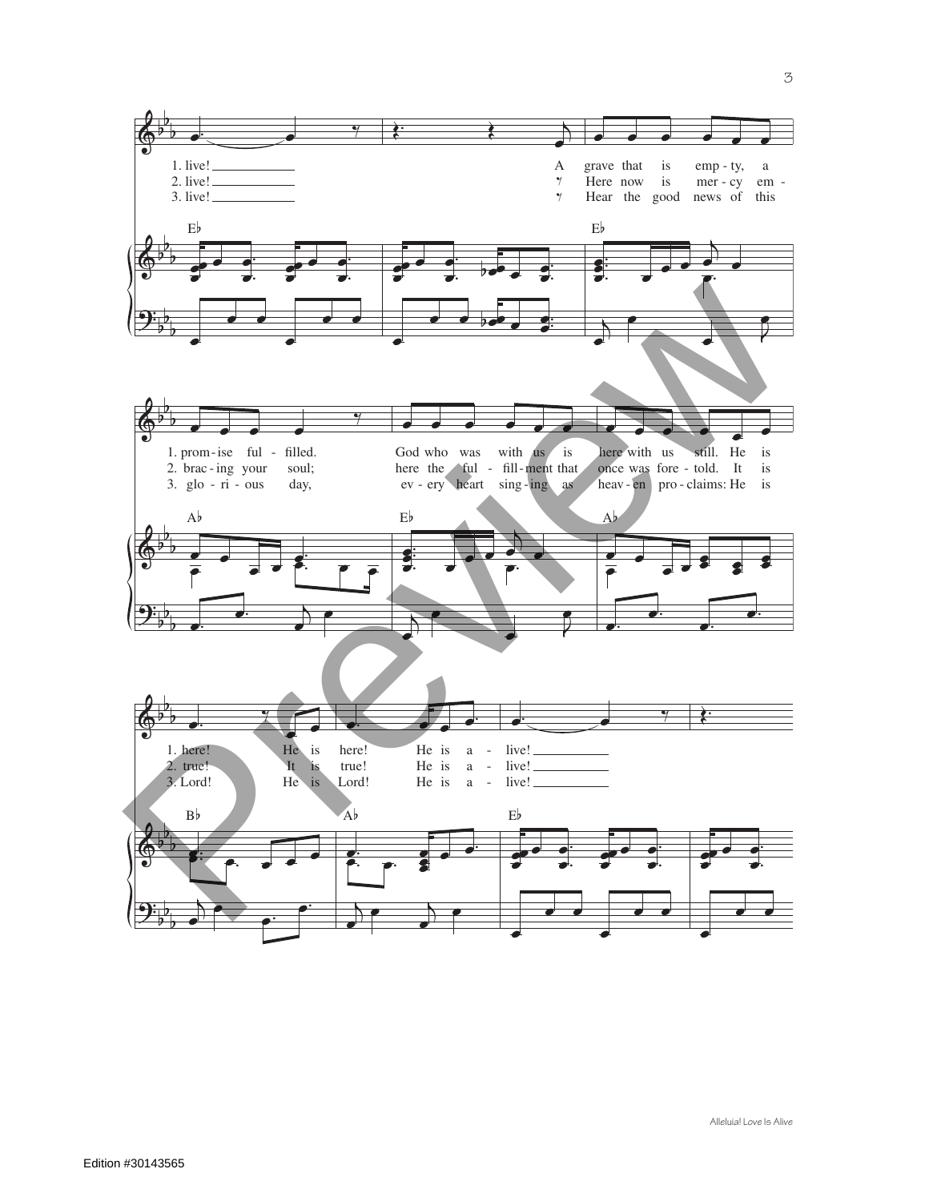1. live! A grave that is emp - ty, a
2. live! Here now is mer - cy em -
3. live! Hear the good news of this

E♭ E♭

1. prom - ise ful - filled. God who was with us is here with us still. He is
2. brac - ing your soul; here the ful - fill - ment that once was fore - told. It is
3. glo - ri - ous day, ev - ery heart sing - ing as heav - en pro - claims: He is

A♭ E♭ A♭

1. here! He is here! He is a - live!
2. true! It is true! He is a - live!
3. Lord! He is Lord! He is a - live!

B♭ A♭ E♭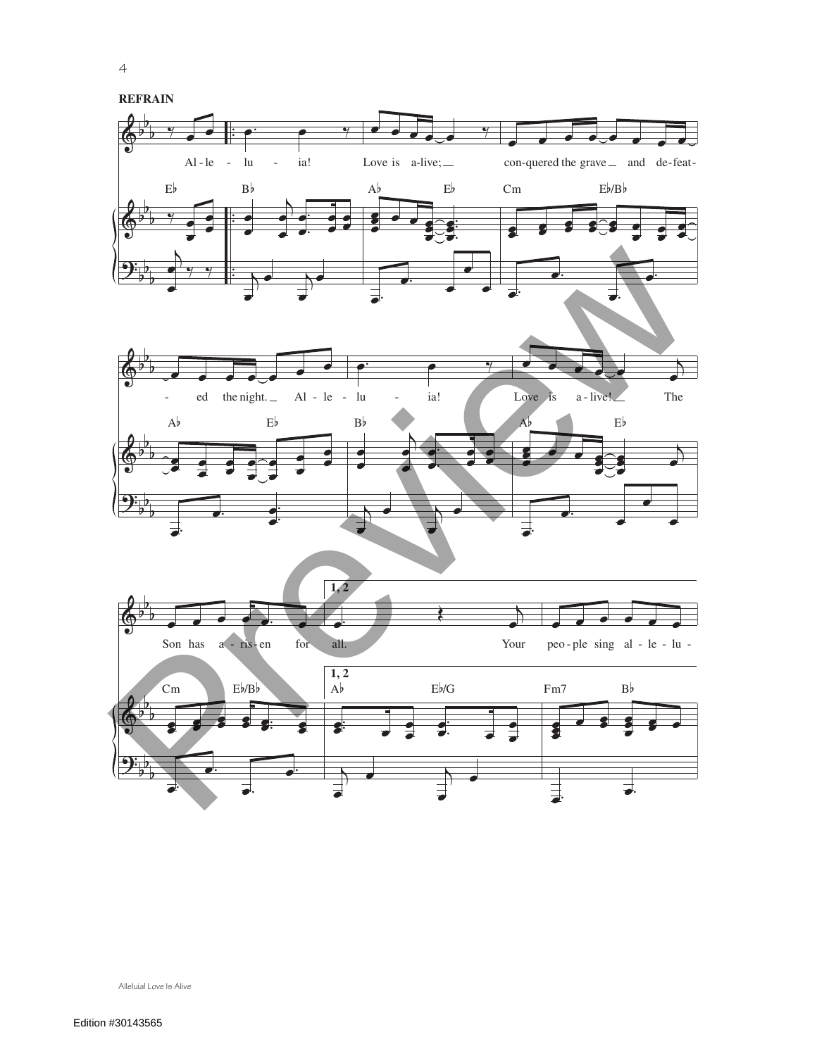**REFRAIN**

Al-le - lu - ia! Love is a-live; conquered the grave and de-feat - ed the night. Al-le - lu - ia! Love is a-live! The Son has a - ris - en for all.

**1, 2**

Your peo-ple sing al - le - lu -

Eb Bb Ab Eb Cm Eb/Bb

Ab Eb Bb Ab Eb

Cm Eb/Bb Ab Eb/G Fm7 Bb

*Alleluia! Love Is Alive*

Edition #30143565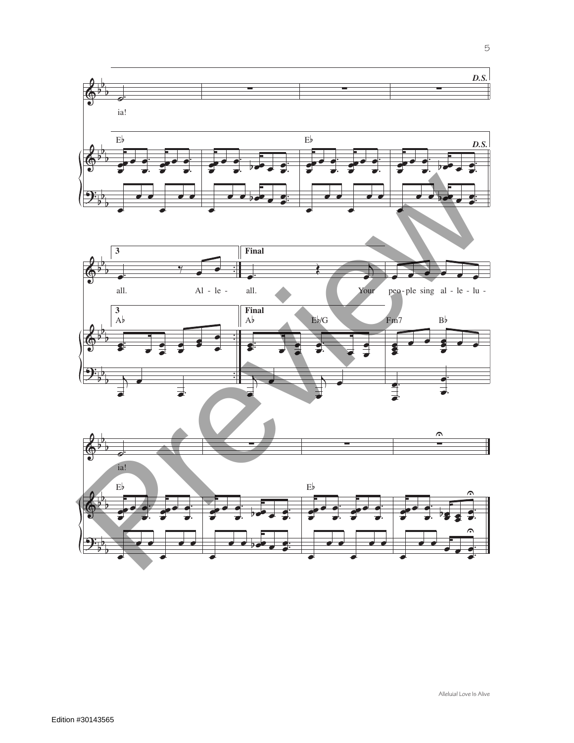D.S.

ia!

E♭ E♭ D.S.

3 Final

all. Al - le - all. Your peo - ple sing al - le - lu -

3 Final

A♭ A♭ E♭/G Fm7 B♭

ia!

E♭ E♭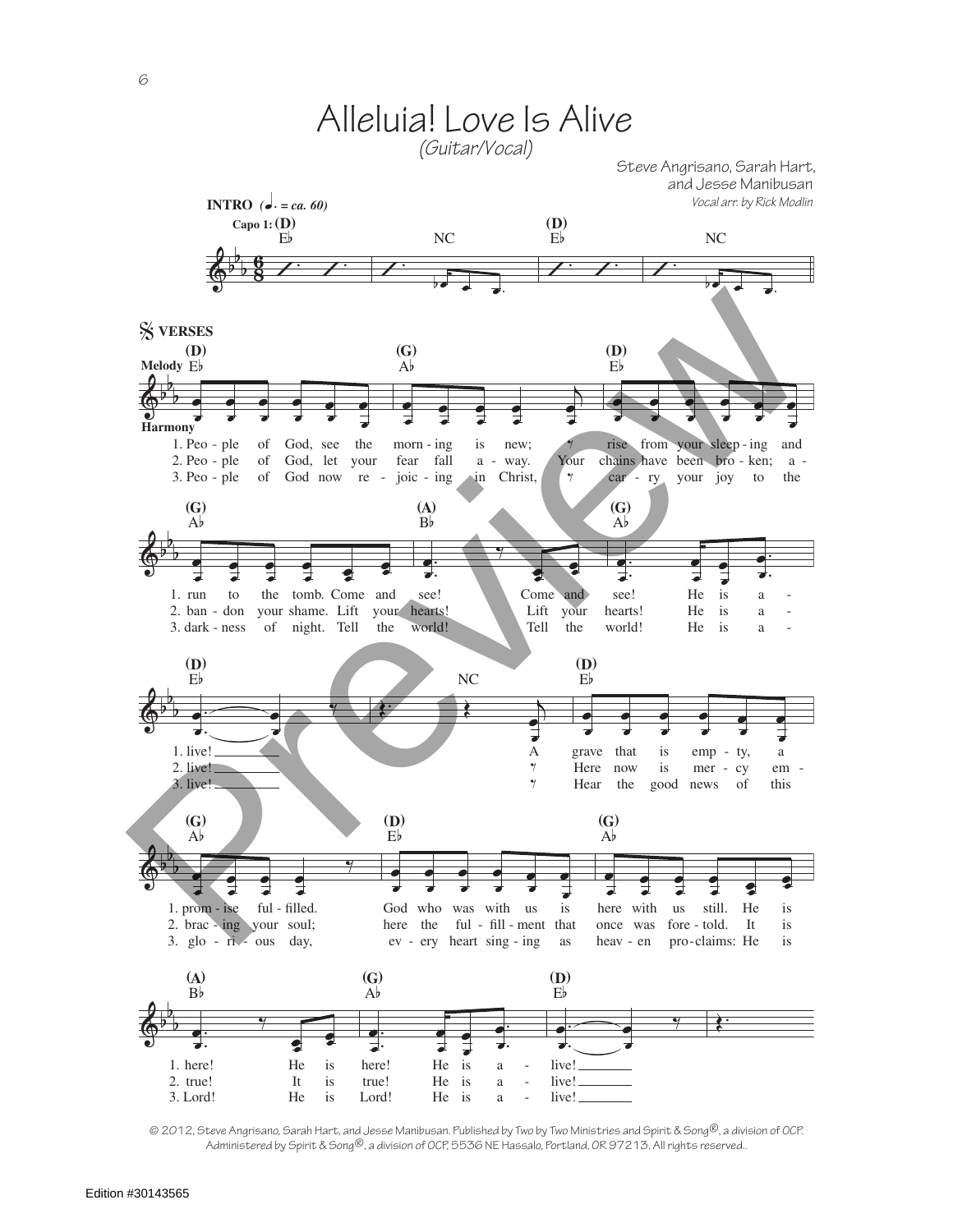# Alleluia! Love Is Alive

*(Guitar/Vocal)*

Steve Angrisano, Sarah Hart, and Jesse Manibusan

*Vocal arr. by Rick Modlin*

**INTRO** *(♩. = ca. 60)*

Capo 1: (D) E♭ — NC — (D) E♭ — NC

**VERSES**

(D) E♭ — (G) A♭ — (D) E♭

1. Peo - ple of God, see the morn - ing is new; rise from your sleep - ing and
2. Peo - ple of God, let your fear fall a - way. Your chains have been bro - ken; a -
3. Peo - ple of God now re - joic - ing in Christ, car - ry your joy to the

(G) A♭ — (A) B♭ — (G) A♭

1. run to the tomb. Come and see! Come and see! He is a -
2. ban - don your shame. Lift your hearts! Lift your hearts! He is a -
3. dark - ness of night. Tell the world! Tell the world! He is a -

(D) E♭ — NC — (D) E♭

1. live! A grave that is emp - ty, a
2. live! Here now is mer - cy em -
3. live! Hear the good news of this

(G) A♭ — (D) E♭ — (G) A♭

1. prom - ise ful - filled. God who was with us is here with us still. He is
2. brac - ing your soul; here the ful - fill - ment that once was fore - told. It is
3. glo - ri - ous day, ev - ery heart sing - ing as heav - en pro - claims: He is

(A) B♭ — (G) A♭ — (D) E♭

1. here! He is here! He is a - live!
2. true! It is true! He is a - live!
3. Lord! He is Lord! He is a - live!

© 2012, Steve Angrisano, Sarah Hart, and Jesse Manibusan. Published by Two by Two Ministries and Spirit & Song®, a division of OCP. Administered by Spirit & Song®, a division of OCP, 5536 NE Hassalo, Portland, OR 97213. All rights reserved.

Edition #30143565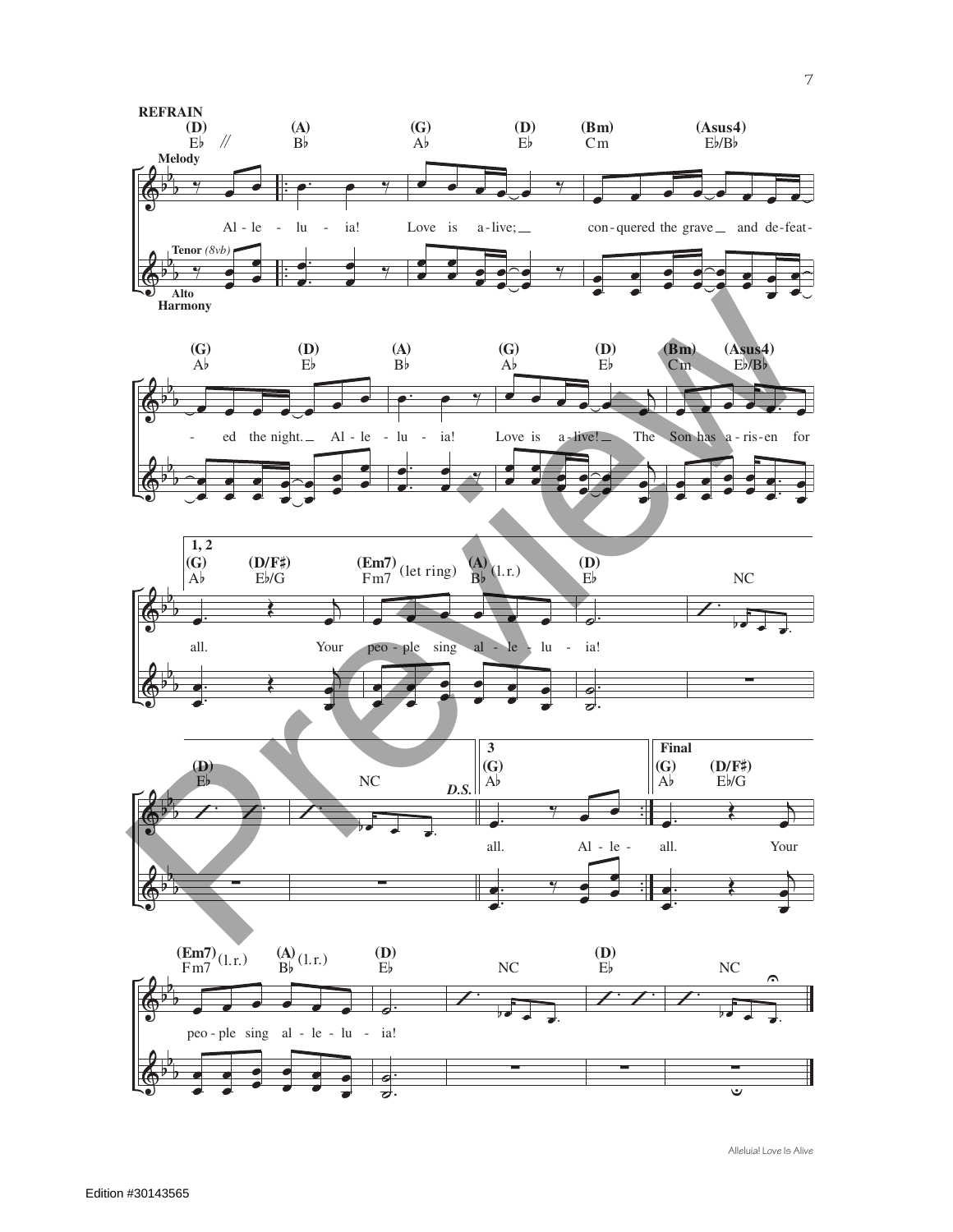**REFRAIN**

(D) E♭ // (A) B♭ (G) A♭ (D) E♭ (Bm) Cm (Asus4) E♭/B♭

Melody

Al - le - lu - ia! Love is a - live; con - quered the grave and de - feat-

Tenor (8vb)

Alto Harmony

(G) A♭ (D) E♭ (A) B♭ (G) A♭ (D) E♭ (Bm) Cm (Asus4) E♭/B♭

- ed the night. Al - le - lu - ia! Love is a - live! The Son has a - ris - en for

1, 2

(G) A♭ (D/F♯) E♭/G (Em7) Fm7 (let ring) (A) B♭ (l.r.) (D) E♭ NC

all. Your peo - ple sing al - le - lu - ia!

(D) E♭ NC *D.S.*

3

(G) A♭

all. Al - le -

Final

(G) A♭ (D/F♯) E♭/G

all. Your

(Em7) Fm7 (l.r.) (A) B♭ (l.r.) (D) E♭ NC (D) E♭ NC

peo - ple sing al - le - lu - ia!

Edition #30143565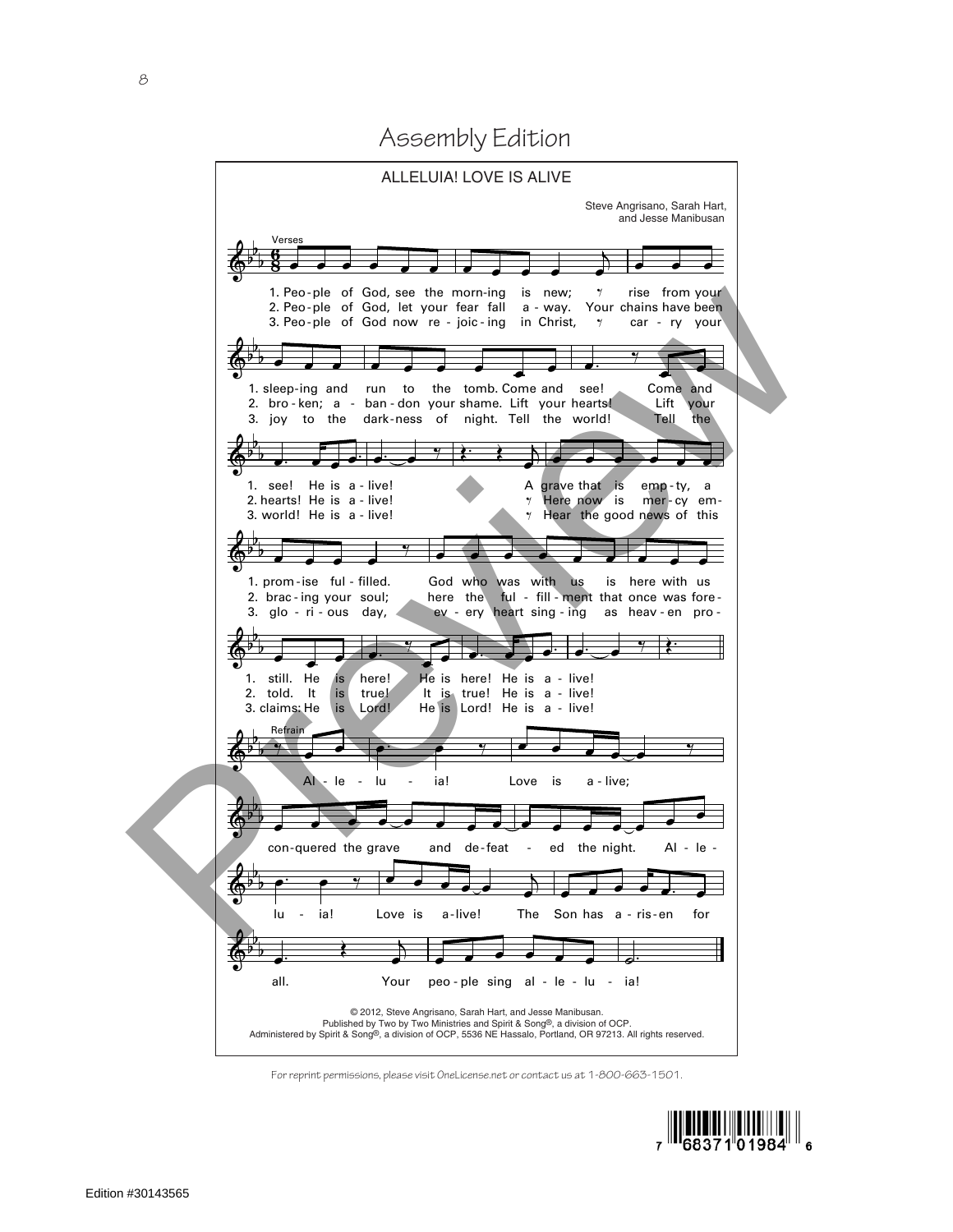## Assembly Edition

# ALLELUIA! LOVE IS ALIVE

Steve Angrisano, Sarah Hart, and Jesse Manibusan

Verses

1. People of God, see the morning is new; rise from your sleeping and run to the tomb. Come and see! Come and see! He is alive! A grave that is empty, a promise fulfilled. God who was with us is here with us still. He is here! He is here! He is alive!

2. People of God, let your fear fall away. Your chains have been broken; abandon your shame. Lift your hearts! Lift your hearts! He is alive! Here now is mercy embracing your soul; here the fulfillment that once was foretold. It is true! It is true! He is alive!

3. People of God now rejoicing in Christ, carry your joy to the darkness of night. Tell the world! Tell the world! He is alive! Hear the good news of this glorious day, every heart singing as heaven proclaims: He is Lord! He is Lord! He is alive!

Refrain

Alleluia! Love is alive; conquered the grave and defeated the night. Alleluia! Love is alive! The Son has arisen for all. Your people sing alleluia!

© 2012, Steve Angrisano, Sarah Hart, and Jesse Manibusan.
Published by Two by Two Ministries and Spirit & Song®, a division of OCP.
Administered by Spirit & Song®, a division of OCP, 5536 NE Hassalo, Portland, OR 97213. All rights reserved.

For reprint permissions, please visit OneLicense.net or contact us at 1-800-663-1501.

Edition #30143565